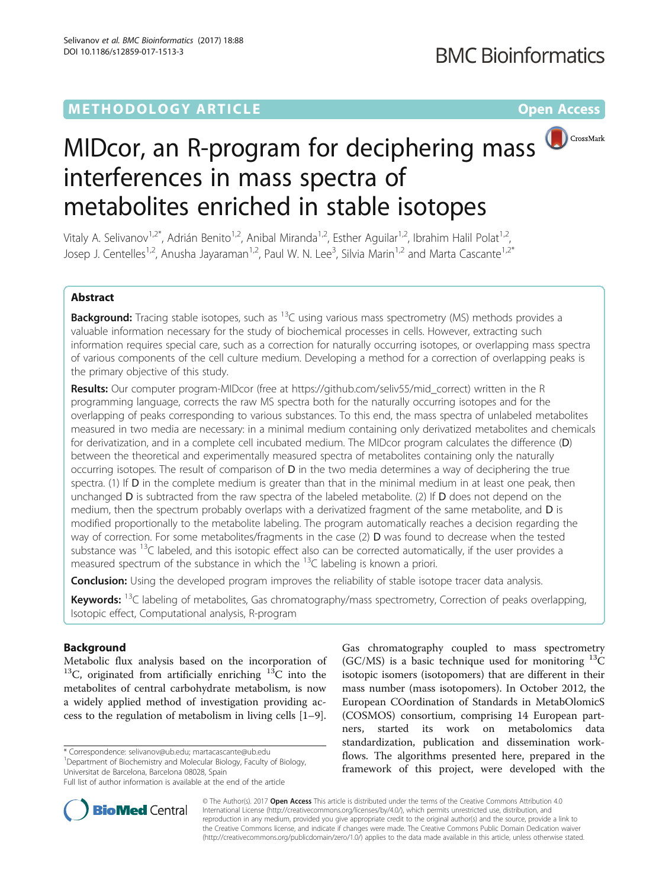METHODOLOGY ARTICLE

Open Access

# MIDcor, an R-program for deciphering mass interferences in mass spectra of metabolites enriched in stable isotopes

Vitaly A. Selivanov[1,2*], Adrián Benito[1,2], Anibal Miranda[1,2], Esther Aguilar[1,2], Ibrahim Halil Polat[1,2], Josep J. Centelles[1,2], Anusha Jayaraman[1,2], Paul W. N. Lee[3], Silvia Marin[1,2] and Marta Cascante[1,2*]

## Abstract

**Background:** Tracing stable isotopes, such as $^{13}C$ using various mass spectrometry (MS) methods provides a valuable information necessary for the study of biochemical processes in cells. However, extracting such information requires special care, such as a correction for naturally occurring isotopes, or overlapping mass spectra of various components of the cell culture medium. Developing a method for a correction of overlapping peaks is the primary objective of this study.

**Results:** Our computer program-MIDcor (free at https://github.com/seliv55/mid_correct) written in the R programming language, corrects the raw MS spectra both for the naturally occurring isotopes and for the overlapping of peaks corresponding to various substances. To this end, the mass spectra of unlabeled metabolites measured in two media are necessary: in a minimal medium containing only derivatized metabolites and chemicals for derivatization, and in a complete cell incubated medium. The MIDcor program calculates the difference (**D**) between the theoretical and experimentally measured spectra of metabolites containing only the naturally occurring isotopes. The result of comparison of **D** in the two media determines a way of deciphering the true spectra. (1) If **D** in the complete medium is greater than that in the minimal medium in at least one peak, then unchanged **D** is subtracted from the raw spectra of the labeled metabolite. (2) If **D** does not depend on the medium, then the spectrum probably overlaps with a derivatized fragment of the same metabolite, and **D** is modified proportionally to the metabolite labeling. The program automatically reaches a decision regarding the way of correction. For some metabolites/fragments in the case (2) **D** was found to decrease when the tested substance was $^{13}C$ labeled, and this isotopic effect also can be corrected automatically, if the user provides a measured spectrum of the substance in which the $^{13}C$ labeling is known a priori.

**Conclusion:** Using the developed program improves the reliability of stable isotope tracer data analysis.

**Keywords:** $^{13}C$ labeling of metabolites, Gas chromatography/mass spectrometry, Correction of peaks overlapping, Isotopic effect, Computational analysis, R-program

## Background

Metabolic flux analysis based on the incorporation of $^{13}C$, originated from artificially enriching $^{13}C$ into the metabolites of central carbohydrate metabolism, is now a widely applied method of investigation providing access to the regulation of metabolism in living cells [1–9]. Gas chromatography coupled to mass spectrometry (GC/MS) is a basic technique used for monitoring $^{13}C$ isotopic isomers (isotopomers) that are different in their mass number (mass isotopomers). In October 2012, the European COordination of Standards in MetabOlomicS (COSMOS) consortium, comprising 14 European partners, started its work on metabolomics data standardization, publication and dissemination workflows. The algorithms presented here, prepared in the framework of this project, were developed with the

* Correspondence: selivanov@ub.edu; martacascante@ub.edu
[1]Department of Biochemistry and Molecular Biology, Faculty of Biology, Universitat de Barcelona, Barcelona 08028, Spain
Full list of author information is available at the end of the article

© The Author(s). 2017 **Open Access** This article is distributed under the terms of the Creative Commons Attribution 4.0 International License (http://creativecommons.org/licenses/by/4.0/), which permits unrestricted use, distribution, and reproduction in any medium, provided you give appropriate credit to the original author(s) and the source, provide a link to the Creative Commons license, and indicate if changes were made. The Creative Commons Public Domain Dedication waiver (http://creativecommons.org/publicdomain/zero/1.0/) applies to the data made available in this article, unless otherwise stated.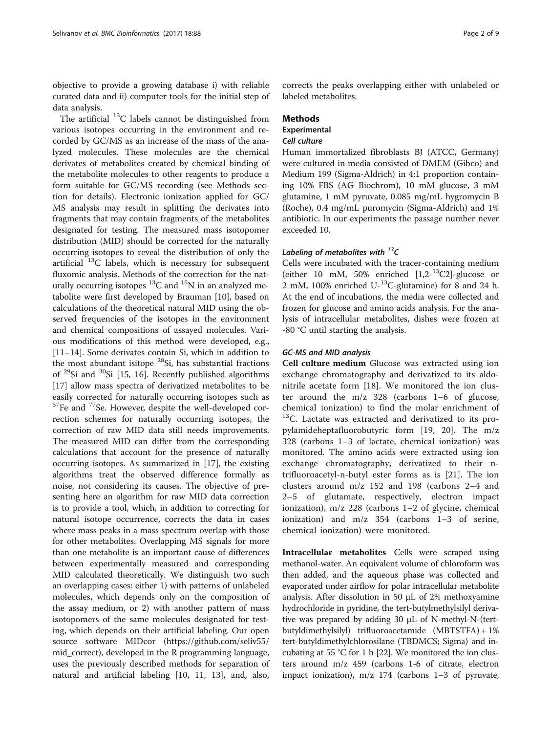objective to provide a growing database i) with reliable curated data and ii) computer tools for the initial step of data analysis.

The artificial $^{13}C$ labels cannot be distinguished from various isotopes occurring in the environment and recorded by GC/MS as an increase of the mass of the analyzed molecules. These molecules are the chemical derivates of metabolites created by chemical binding of the metabolite molecules to other reagents to produce a form suitable for GC/MS recording (see Methods section for details). Electronic ionization applied for GC/MS analysis may result in splitting the derivates into fragments that may contain fragments of the metabolites designated for testing. The measured mass isotopomer distribution (MID) should be corrected for the naturally occurring isotopes to reveal the distribution of only the artificial $^{13}C$ labels, which is necessary for subsequent fluxomic analysis. Methods of the correction for the naturally occurring isotopes $^{13}C$ and $^{15}N$ in an analyzed metabolite were first developed by Brauman [10], based on calculations of the theoretical natural MID using the observed frequencies of the isotopes in the environment and chemical compositions of assayed molecules. Various modifications of this method were developed, e.g., [11–14]. Some derivates contain Si, which in addition to the most abundant isitope $^{28}Si$, has substantial fractions of $^{29}Si$ and $^{30}Si$ [15, 16]. Recently published algorithms [17] allow mass spectra of derivatized metabolites to be easily corrected for naturally occurring isotopes such as $^{57}Fe$ and $^{77}Se$. However, despite the well-developed correction schemes for naturally occurring isotopes, the correction of raw MID data still needs improvements. The measured MID can differ from the corresponding calculations that account for the presence of naturally occurring isotopes. As summarized in [17], the existing algorithms treat the observed difference formally as noise, not considering its causes. The objective of presenting here an algorithm for raw MID data correction is to provide a tool, which, in addition to correcting for natural isotope occurrence, corrects the data in cases where mass peaks in a mass spectrum overlap with those for other metabolites. Overlapping MS signals for more than one metabolite is an important cause of differences between experimentally measured and corresponding MID calculated theoretically. We distinguish two such an overlapping cases: either 1) with patterns of unlabeled molecules, which depends only on the composition of the assay medium, or 2) with another pattern of mass isotopomers of the same molecules designated for testing, which depends on their artificial labeling. Our open source software MIDcor (https://github.com/seliv55/mid_correct), developed in the R programming language, uses the previously described methods for separation of natural and artificial labeling [10, 11, 13], and, also, corrects the peaks overlapping either with unlabeled or labeled metabolites.

## Methods

### Experimental

#### *Cell culture*

Human immortalized fibroblasts BJ (ATCC, Germany) were cultured in media consisted of DMEM (Gibco) and Medium 199 (Sigma-Aldrich) in 4:1 proportion containing 10% FBS (AG Biochrom), 10 mM glucose, 3 mM glutamine, 1 mM pyruvate, 0.085 mg/mL hygromycin B (Roche), 0.4 mg/mL puromycin (Sigma-Aldrich) and 1% antibiotic. In our experiments the passage number never exceeded 10.

#### *Labeling of metabolites with $^{13}C$*

Cells were incubated with the tracer-containing medium (either 10 mM, 50% enriched [1,2-$^{13}C2$]-glucose or 2 mM, 100% enriched U-$^{13}C$-glutamine) for 8 and 24 h. At the end of incubations, the media were collected and frozen for glucose and amino acids analysis. For the analysis of intracellular metabolites, dishes were frozen at -80 °C until starting the analysis.

#### *GC-MS and MID analysis*

**Cell culture medium** Glucose was extracted using ion exchange chromatography and derivatized to its aldonitrile acetate form [18]. We monitored the ion cluster around the m/z 328 (carbons 1–6 of glucose, chemical ionization) to find the molar enrichment of $^{13}C$. Lactate was extracted and derivatized to its propylamideheptafluorobutyric form [19, 20]. The m/z 328 (carbons 1–3 of lactate, chemical ionization) was monitored. The amino acids were extracted using ion exchange chromatography, derivatized to their n-trifluoroacetyl-n-butyl ester forms as is [21]. The ion clusters around m/z 152 and 198 (carbons 2–4 and 2–5 of glutamate, respectively, electron impact ionization), m/z 228 (carbons 1–2 of glycine, chemical ionization) and m/z 354 (carbons 1–3 of serine, chemical ionization) were monitored.

**Intracellular metabolites** Cells were scraped using methanol-water. An equivalent volume of chloroform was then added, and the aqueous phase was collected and evaporated under airflow for polar intracellular metabolite analysis. After dissolution in 50 μL of 2% methoxyamine hydrochloride in pyridine, the tert-butylmethylsilyl derivative was prepared by adding 30 μL of N-methyl-N-(tert-butyldimethylsilyl) trifluoroacetamide (MBTSTFA) + 1% tert-butyldimethylchlorosilane (TBDMCS; Sigma) and incubating at 55 °C for 1 h [22]. We monitored the ion clusters around m/z 459 (carbons 1-6 of citrate, electron impact ionization), m/z 174 (carbons 1–3 of pyruvate,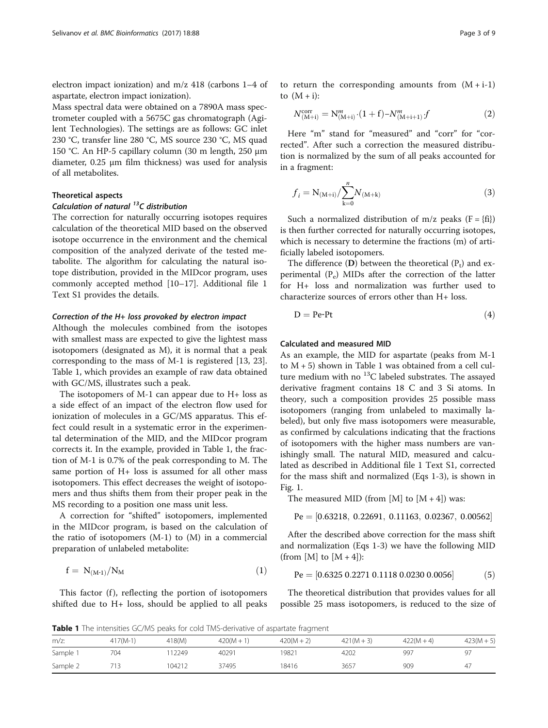electron impact ionization) and m/z 418 (carbons 1–4 of aspartate, electron impact ionization).

Mass spectral data were obtained on a 7890A mass spectrometer coupled with a 5675C gas chromatograph (Agilent Technologies). The settings are as follows: GC inlet 230 °C, transfer line 280 °C, MS source 230 °C, MS quad 150 °C. An HP-5 capillary column (30 m length, 250 μm diameter, 0.25 μm film thickness) was used for analysis of all metabolites.

### Theoretical aspects

#### *Calculation of natural $^{13}$C distribution*

The correction for naturally occurring isotopes requires calculation of the theoretical MID based on the observed isotope occurrence in the environment and the chemical composition of the analyzed derivate of the tested metabolite. The algorithm for calculating the natural isotope distribution, provided in the MIDcor program, uses commonly accepted method [10–17]. Additional file 1 Text S1 provides the details.

#### *Correction of the H+ loss provoked by electron impact*

Although the molecules combined from the isotopes with smallest mass are expected to give the lightest mass isotopomers (designated as M), it is normal that a peak corresponding to the mass of M-1 is registered [13, 23]. Table 1, which provides an example of raw data obtained with GC/MS, illustrates such a peak.

The isotopomers of M-1 can appear due to H+ loss as a side effect of an impact of the electron flow used for ionization of molecules in a GC/MS apparatus. This effect could result in a systematic error in the experimental determination of the MID, and the MIDcor program corrects it. In the example, provided in Table 1, the fraction of M-1 is 0.7% of the peak corresponding to M. The same portion of H+ loss is assumed for all other mass isotopomers. This effect decreases the weight of isotopomers and thus shifts them from their proper peak in the MS recording to a position one mass unit less.

A correction for "shifted" isotopomers, implemented in the MIDcor program, is based on the calculation of the ratio of isotopomers (M-1) to (M) in a commercial preparation of unlabeled metabolite:

$$f = N_{(M-1)}/N_M \tag{1}$$

This factor (f), reflecting the portion of isotopomers shifted due to H+ loss, should be applied to all peaks to return the corresponding amounts from (M + i-1) to (M + i):

$$N^{corr}_{(M+i)} = N^m_{(M+i)} \cdot (1+f) - N^m_{(M+i+1)} \cdot f \tag{2}$$

Here "m" stand for "measured" and "corr" for "corrected". After such a correction the measured distribution is normalized by the sum of all peaks accounted for in a fragment:

$$f_i = N_{(M+i)} / \sum_{k=0}^{n} N_{(M+k)} \tag{3}$$

Such a normalized distribution of m/z peaks (F = {fi}) is then further corrected for naturally occurring isotopes, which is necessary to determine the fractions (m) of artificially labeled isotopomers.

The difference (**D**) between the theoretical ($P_t$) and experimental ($P_e$) MIDs after the correction of the latter for H+ loss and normalization was further used to characterize sources of errors other than H+ loss.

$$D = Pe\text{-}Pt \tag{4}$$

### Calculated and measured MID

As an example, the MID for aspartate (peaks from M-1 to M + 5) shown in Table 1 was obtained from a cell culture medium with no $^{13}$C labeled substrates. The assayed derivative fragment contains 18 C and 3 Si atoms. In theory, such a composition provides 25 possible mass isotopomers (ranging from unlabeled to maximally labeled), but only five mass isotopomers were measurable, as confirmed by calculations indicating that the fractions of isotopomers with the higher mass numbers are vanishingly small. The natural MID, measured and calculated as described in Additional file 1 Text S1, corrected for the mass shift and normalized (Eqs 1-3), is shown in Fig. 1.

The measured MID (from [M] to [M + 4]) was:

$$Pe = [0.63218,\ 0.22691,\ 0.11163,\ 0.02367,\ 0.00562]$$

After the described above correction for the mass shift and normalization (Eqs 1-3) we have the following MID (from [M] to [M + 4]):

$$Pe = [0.6325\ 0.2271\ 0.1118\ 0.0230\ 0.0056] \tag{5}$$

The theoretical distribution that provides values for all possible 25 mass isotopomers, is reduced to the size of

**Table 1** The intensities GC/MS peaks for cold TMS-derivative of aspartate fragment

| m/z: | 417(M-1) | 418(M) | 420(M + 1) | 420(M + 2) | 421(M + 3) | 422(M + 4) | 423(M + 5) |
|---|---|---|---|---|---|---|---|
| Sample 1 | 704 | 112249 | 40291 | 19821 | 4202 | 997 | 97 |
| Sample 2 | 713 | 104212 | 37495 | 18416 | 3657 | 909 | 47 |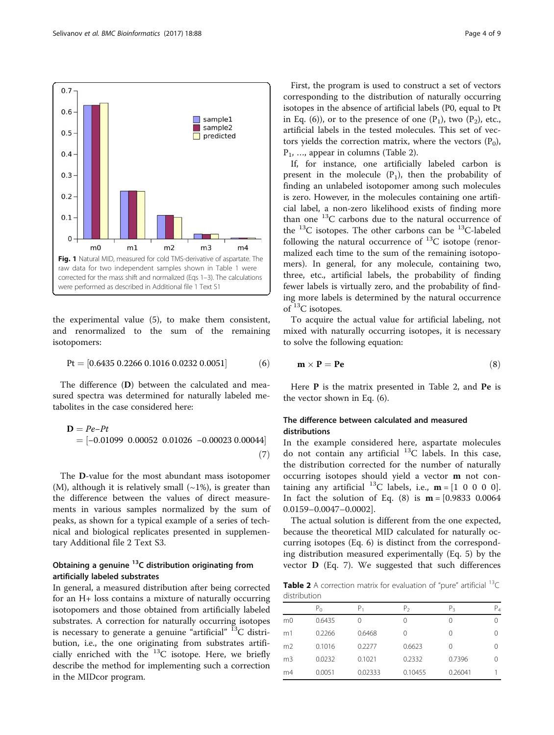Fig. 1 Natural MID, measured for cold TMS-derivative of aspartate. The raw data for two independent samples shown in Table 1 were corrected for the mass shift and normalized (Eqs 1–3). The calculations were performed as described in Additional file 1 Text S1

the experimental value (5), to make them consistent, and renormalized to the sum of the remaining isotopomers:

$$\mathrm{Pt} = [0.6435\ 0.2266\ 0.1016\ 0.0232\ 0.0051] \tag{6}$$

The difference (**D**) between the calculated and measured spectra was determined for naturally labeled metabolites in the case considered here:

$$\mathbf{D} = Pe - Pt = [-0.01099\ \ 0.00052\ \ 0.01026\ \ -0.00023\ 0.00044] \tag{7}$$

The **D**-value for the most abundant mass isotopomer (M), although it is relatively small (~1%), is greater than the difference between the values of direct measurements in various samples normalized by the sum of peaks, as shown for a typical example of a series of technical and biological replicates presented in supplementary Additional file 2 Text S3.

## Obtaining a genuine $^{13}C$ distribution originating from artificially labeled substrates

In general, a measured distribution after being corrected for an H+ loss contains a mixture of naturally occurring isotopomers and those obtained from artificially labeled substrates. A correction for naturally occurring isotopes is necessary to generate a genuine "artificial" $^{13}C$ distribution, i.e., the one originating from substrates artificially enriched with the $^{13}C$ isotope. Here, we briefly describe the method for implementing such a correction in the MIDcor program.

First, the program is used to construct a set of vectors corresponding to the distribution of naturally occurring isotopes in the absence of artificial labels (P0, equal to Pt in Eq. (6)), or to the presence of one ($P_1$), two ($P_2$), etc., artificial labels in the tested molecules. This set of vectors yields the correction matrix, where the vectors ($P_0$), $P_1$, …, appear in columns (Table 2).

If, for instance, one artificially labeled carbon is present in the molecule ($P_1$), then the probability of finding an unlabeled isotopomer among such molecules is zero. However, in the molecules containing one artificial label, a non-zero likelihood exists of finding more than one $^{13}C$ carbons due to the natural occurrence of the $^{13}C$ isotopes. The other carbons can be $^{13}C$-labeled following the natural occurrence of $^{13}C$ isotope (renormalized each time to the sum of the remaining isotopomers). In general, for any molecule, containing two, three, etc., artificial labels, the probability of finding fewer labels is virtually zero, and the probability of finding more labels is determined by the natural occurrence of $^{13}C$ isotopes.

To acquire the actual value for artificial labeling, not mixed with naturally occurring isotopes, it is necessary to solve the following equation:

$$\mathbf{m} \times \mathbf{P} = \mathbf{Pe} \tag{8}$$

Here **P** is the matrix presented in Table 2, and **Pe** is the vector shown in Eq. (6).

## The difference between calculated and measured distributions

In the example considered here, aspartate molecules do not contain any artificial $^{13}C$ labels. In this case, the distribution corrected for the number of naturally occurring isotopes should yield a vector **m** not containing any artificial $^{13}C$ labels, i.e., $\mathbf{m} = [1\ 0\ 0\ 0\ 0]$. In fact the solution of Eq. (8) is $\mathbf{m} = [0.9833\ 0.0064\ 0.0159 {-0.0047} {-0.0002}]$.

The actual solution is different from the one expected, because the theoretical MID calculated for naturally occurring isotopes (Eq. 6) is distinct from the corresponding distribution measured experimentally (Eq. 5) by the vector **D** (Eq. 7). We suggested that such differences

**Table 2** A correction matrix for evaluation of "pure" artificial $^{13}C$ distribution

| | $P_0$ | $P_1$ | $P_2$ | $P_3$ | $P_4$ |
|---|---|---|---|---|---|
| m0 | 0.6435 | 0 | 0 | 0 | 0 |
| m1 | 0.2266 | 0.6468 | 0 | 0 | 0 |
| m2 | 0.1016 | 0.2277 | 0.6623 | 0 | 0 |
| m3 | 0.0232 | 0.1021 | 0.2332 | 0.7396 | 0 |
| m4 | 0.0051 | 0.02333 | 0.10455 | 0.26041 | 1 |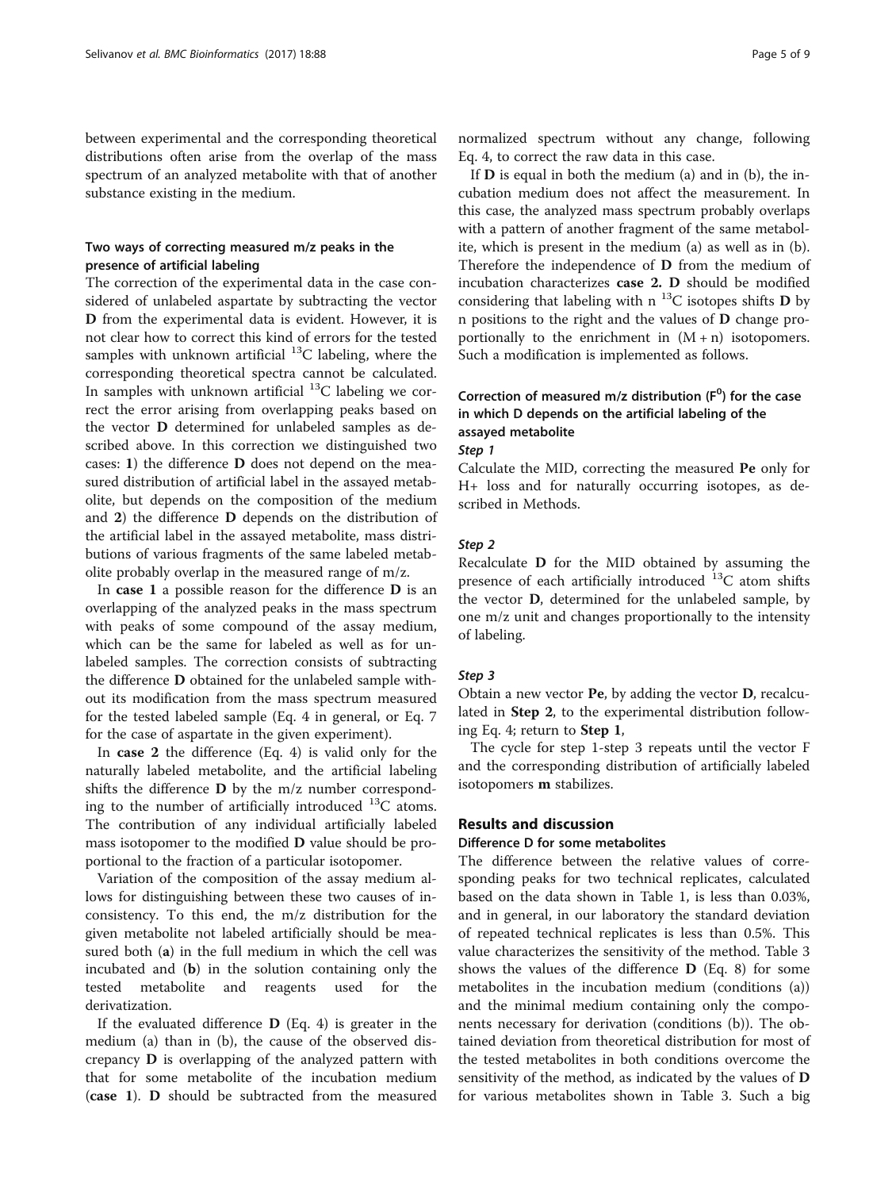between experimental and the corresponding theoretical distributions often arise from the overlap of the mass spectrum of an analyzed metabolite with that of another substance existing in the medium.

### Two ways of correcting measured m/z peaks in the presence of artificial labeling

The correction of the experimental data in the case considered of unlabeled aspartate by subtracting the vector **D** from the experimental data is evident. However, it is not clear how to correct this kind of errors for the tested samples with unknown artificial $^{13}C$ labeling, where the corresponding theoretical spectra cannot be calculated. In samples with unknown artificial $^{13}C$ labeling we correct the error arising from overlapping peaks based on the vector **D** determined for unlabeled samples as described above. In this correction we distinguished two cases: **1**) the difference **D** does not depend on the measured distribution of artificial label in the assayed metabolite, but depends on the composition of the medium and **2**) the difference **D** depends on the distribution of the artificial label in the assayed metabolite, mass distributions of various fragments of the same labeled metabolite probably overlap in the measured range of m/z.

In **case 1** a possible reason for the difference **D** is an overlapping of the analyzed peaks in the mass spectrum with peaks of some compound of the assay medium, which can be the same for labeled as well as for unlabeled samples. The correction consists of subtracting the difference **D** obtained for the unlabeled sample without its modification from the mass spectrum measured for the tested labeled sample (Eq. 4 in general, or Eq. 7 for the case of aspartate in the given experiment).

In **case 2** the difference (Eq. 4) is valid only for the naturally labeled metabolite, and the artificial labeling shifts the difference **D** by the m/z number corresponding to the number of artificially introduced $^{13}C$ atoms. The contribution of any individual artificially labeled mass isotopomer to the modified **D** value should be proportional to the fraction of a particular isotopomer.

Variation of the composition of the assay medium allows for distinguishing between these two causes of inconsistency. To this end, the m/z distribution for the given metabolite not labeled artificially should be measured both (**a**) in the full medium in which the cell was incubated and (**b**) in the solution containing only the tested metabolite and reagents used for the derivatization.

If the evaluated difference **D** (Eq. 4) is greater in the medium (a) than in (b), the cause of the observed discrepancy **D** is overlapping of the analyzed pattern with that for some metabolite of the incubation medium (**case 1**). **D** should be subtracted from the measured normalized spectrum without any change, following Eq. 4, to correct the raw data in this case.

If **D** is equal in both the medium (a) and in (b), the incubation medium does not affect the measurement. In this case, the analyzed mass spectrum probably overlaps with a pattern of another fragment of the same metabolite, which is present in the medium (a) as well as in (b). Therefore the independence of **D** from the medium of incubation characterizes **case 2. D** should be modified considering that labeling with n $^{13}C$ isotopes shifts **D** by n positions to the right and the values of **D** change proportionally to the enrichment in $(M + n)$ isotopomers. Such a modification is implemented as follows.

### Correction of measured m/z distribution ($F^0$) for the case in which D depends on the artificial labeling of the assayed metabolite

#### *Step 1*

Calculate the MID, correcting the measured **Pe** only for H+ loss and for naturally occurring isotopes, as described in Methods.

#### *Step 2*

Recalculate **D** for the MID obtained by assuming the presence of each artificially introduced $^{13}C$ atom shifts the vector **D**, determined for the unlabeled sample, by one m/z unit and changes proportionally to the intensity of labeling.

#### *Step 3*

Obtain a new vector **Pe**, by adding the vector **D**, recalculated in **Step 2**, to the experimental distribution following Eq. 4; return to **Step 1**,

The cycle for step 1-step 3 repeats until the vector F and the corresponding distribution of artificially labeled isotopomers **m** stabilizes.

## Results and discussion

### Difference D for some metabolites

The difference between the relative values of corresponding peaks for two technical replicates, calculated based on the data shown in Table 1, is less than 0.03%, and in general, in our laboratory the standard deviation of repeated technical replicates is less than 0.5%. This value characterizes the sensitivity of the method. Table 3 shows the values of the difference **D** (Eq. 8) for some metabolites in the incubation medium (conditions (a)) and the minimal medium containing only the components necessary for derivation (conditions (b)). The obtained deviation from theoretical distribution for most of the tested metabolites in both conditions overcome the sensitivity of the method, as indicated by the values of **D** for various metabolites shown in Table 3. Such a big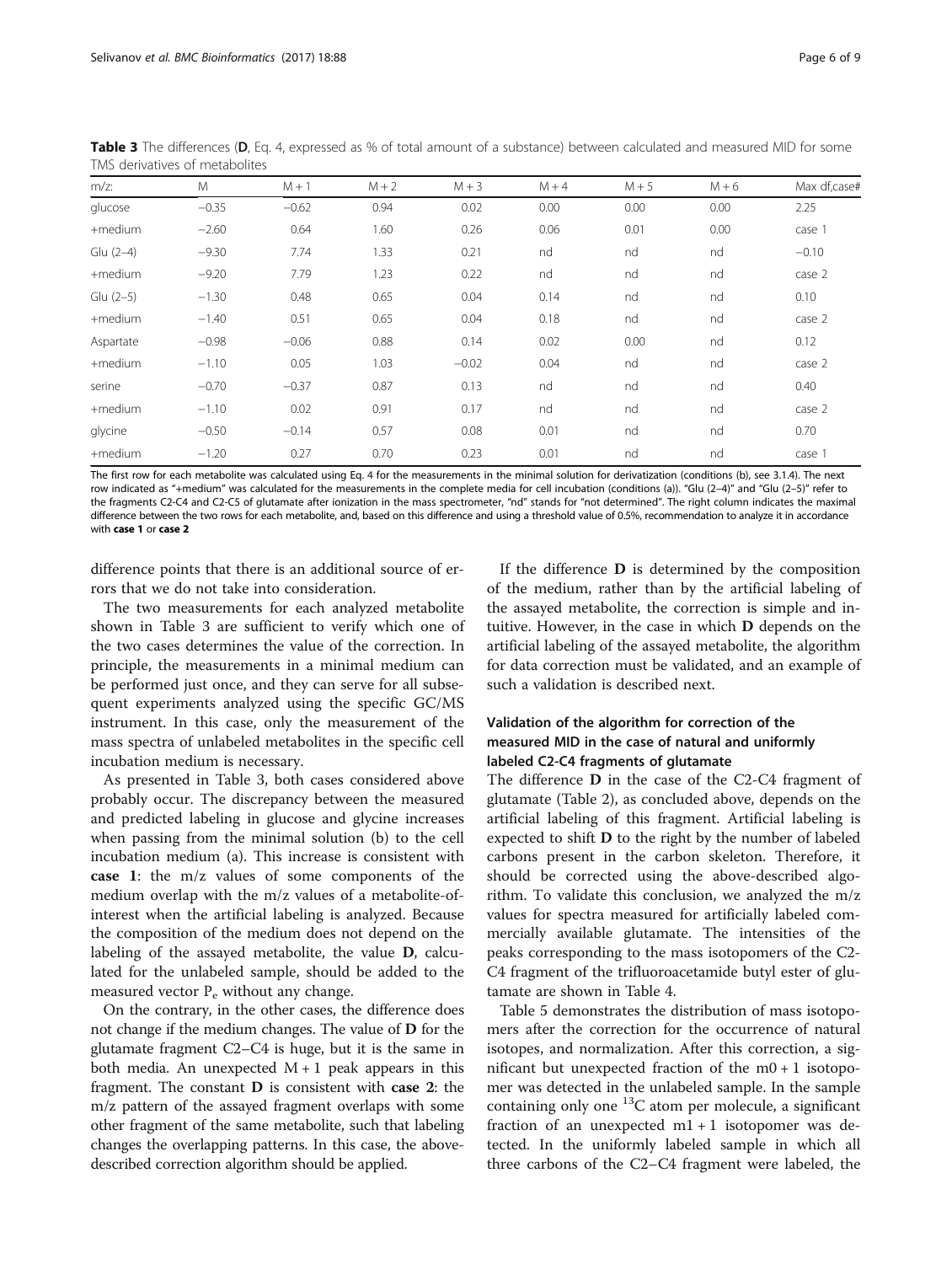**Table 3** The differences (**D**, Eq. 4, expressed as % of total amount of a substance) between calculated and measured MID for some TMS derivatives of metabolites

| m/z: | M | M + 1 | M + 2 | M + 3 | M + 4 | M + 5 | M + 6 | Max df,case# |
|---|---|---|---|---|---|---|---|---|
| glucose | −0.35 | −0.62 | 0.94 | 0.02 | 0.00 | 0.00 | 0.00 | 2.25 |
| +medium | −2.60 | 0.64 | 1.60 | 0.26 | 0.06 | 0.01 | 0.00 | case 1 |
| Glu (2–4) | −9.30 | 7.74 | 1.33 | 0.21 | nd | nd | nd | −0.10 |
| +medium | −9.20 | 7.79 | 1.23 | 0.22 | nd | nd | nd | case 2 |
| Glu (2–5) | −1.30 | 0.48 | 0.65 | 0.04 | 0.14 | nd | nd | 0.10 |
| +medium | −1.40 | 0.51 | 0.65 | 0.04 | 0.18 | nd | nd | case 2 |
| Aspartate | −0.98 | −0.06 | 0.88 | 0.14 | 0.02 | 0.00 | nd | 0.12 |
| +medium | −1.10 | 0.05 | 1.03 | −0.02 | 0.04 | nd | nd | case 2 |
| serine | −0.70 | −0.37 | 0.87 | 0.13 | nd | nd | nd | 0.40 |
| +medium | −1.10 | 0.02 | 0.91 | 0.17 | nd | nd | nd | case 2 |
| glycine | −0.50 | −0.14 | 0.57 | 0.08 | 0.01 | nd | nd | 0.70 |
| +medium | −1.20 | 0.27 | 0.70 | 0.23 | 0.01 | nd | nd | case 1 |

The first row for each metabolite was calculated using Eq. 4 for the measurements in the minimal solution for derivatization (conditions (b), see 3.1.4). The next row indicated as "+medium" was calculated for the measurements in the complete media for cell incubation (conditions (a)). "Glu (2–4)" and "Glu (2–5)" refer to the fragments C2-C4 and C2-C5 of glutamate after ionization in the mass spectrometer, "nd" stands for "not determined". The right column indicates the maximal difference between the two rows for each metabolite, and, based on this difference and using a threshold value of 0.5%, recommendation to analyze it in accordance with **case 1** or **case 2**

difference points that there is an additional source of errors that we do not take into consideration.

The two measurements for each analyzed metabolite shown in Table 3 are sufficient to verify which one of the two cases determines the value of the correction. In principle, the measurements in a minimal medium can be performed just once, and they can serve for all subsequent experiments analyzed using the specific GC/MS instrument. In this case, only the measurement of the mass spectra of unlabeled metabolites in the specific cell incubation medium is necessary.

As presented in Table 3, both cases considered above probably occur. The discrepancy between the measured and predicted labeling in glucose and glycine increases when passing from the minimal solution (b) to the cell incubation medium (a). This increase is consistent with **case 1**: the m/z values of some components of the medium overlap with the m/z values of a metabolite-of-interest when the artificial labeling is analyzed. Because the composition of the medium does not depend on the labeling of the assayed metabolite, the value **D**, calculated for the unlabeled sample, should be added to the measured vector $P_e$ without any change.

On the contrary, in the other cases, the difference does not change if the medium changes. The value of **D** for the glutamate fragment C2–C4 is huge, but it is the same in both media. An unexpected M + 1 peak appears in this fragment. The constant **D** is consistent with **case 2**: the m/z pattern of the assayed fragment overlaps with some other fragment of the same metabolite, such that labeling changes the overlapping patterns. In this case, the above-described correction algorithm should be applied.

If the difference **D** is determined by the composition of the medium, rather than by the artificial labeling of the assayed metabolite, the correction is simple and intuitive. However, in the case in which **D** depends on the artificial labeling of the assayed metabolite, the algorithm for data correction must be validated, and an example of such a validation is described next.

## Validation of the algorithm for correction of the measured MID in the case of natural and uniformly labeled C2-C4 fragments of glutamate

The difference **D** in the case of the C2-C4 fragment of glutamate (Table 2), as concluded above, depends on the artificial labeling of this fragment. Artificial labeling is expected to shift **D** to the right by the number of labeled carbons present in the carbon skeleton. Therefore, it should be corrected using the above-described algorithm. To validate this conclusion, we analyzed the m/z values for spectra measured for artificially labeled commercially available glutamate. The intensities of the peaks corresponding to the mass isotopomers of the C2-C4 fragment of the trifluoroacetamide butyl ester of glutamate are shown in Table 4.

Table 5 demonstrates the distribution of mass isotopomers after the correction for the occurrence of natural isotopes, and normalization. After this correction, a significant but unexpected fraction of the m0 + 1 isotopomer was detected in the unlabeled sample. In the sample containing only one $^{13}C$ atom per molecule, a significant fraction of an unexpected m1 + 1 isotopomer was detected. In the uniformly labeled sample in which all three carbons of the C2–C4 fragment were labeled, the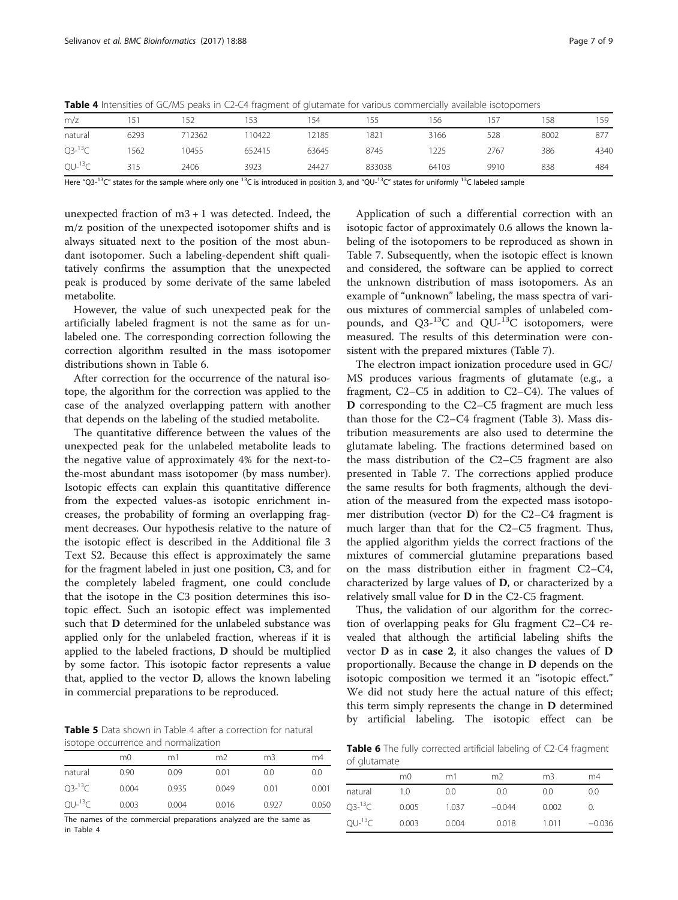**Table 4** Intensities of GC/MS peaks in C2-C4 fragment of glutamate for various commercially available isotopomers

| m/z | 151 | 152 | 153 | 154 | 155 | 156 | 157 | 158 | 159 |
|---|---|---|---|---|---|---|---|---|---|
| natural | 6293 | 712362 | 110422 | 12185 | 1821 | 3166 | 528 | 8002 | 877 |
| Q3-$^{13}$C | 1562 | 10455 | 652415 | 63645 | 8745 | 1225 | 2767 | 386 | 4340 |
| QU-$^{13}$C | 315 | 2406 | 3923 | 24427 | 833038 | 64103 | 9910 | 838 | 484 |

Here "Q3-$^{13}$C" states for the sample where only one $^{13}$C is introduced in position 3, and "QU-$^{13}$C" states for uniformly $^{13}$C labeled sample

unexpected fraction of m3 + 1 was detected. Indeed, the m/z position of the unexpected isotopomer shifts and is always situated next to the position of the most abundant isotopomer. Such a labeling-dependent shift qualitatively confirms the assumption that the unexpected peak is produced by some derivate of the same labeled metabolite.

However, the value of such unexpected peak for the artificially labeled fragment is not the same as for unlabeled one. The corresponding correction following the correction algorithm resulted in the mass isotopomer distributions shown in Table 6.

After correction for the occurrence of the natural isotope, the algorithm for the correction was applied to the case of the analyzed overlapping pattern with another that depends on the labeling of the studied metabolite.

The quantitative difference between the values of the unexpected peak for the unlabeled metabolite leads to the negative value of approximately 4% for the next-to-the-most abundant mass isotopomer (by mass number). Isotopic effects can explain this quantitative difference from the expected values-as isotopic enrichment increases, the probability of forming an overlapping fragment decreases. Our hypothesis relative to the nature of the isotopic effect is described in the Additional file 3 Text S2. Because this effect is approximately the same for the fragment labeled in just one position, C3, and for the completely labeled fragment, one could conclude that the isotope in the C3 position determines this isotopic effect. Such an isotopic effect was implemented such that **D** determined for the unlabeled substance was applied only for the unlabeled fraction, whereas if it is applied to the labeled fractions, **D** should be multiplied by some factor. This isotopic factor represents a value that, applied to the vector **D**, allows the known labeling in commercial preparations to be reproduced.

**Table 5** Data shown in Table 4 after a correction for natural isotope occurrence and normalization

| | m0 | m1 | m2 | m3 | m4 |
|---|---|---|---|---|---|
| natural | 0.90 | 0.09 | 0.01 | 0.0 | 0.0 |
| Q3-$^{13}$C | 0.004 | 0.935 | 0.049 | 0.01 | 0.001 |
| QU-$^{13}$C | 0.003 | 0.004 | 0.016 | 0.927 | 0.050 |

The names of the commercial preparations analyzed are the same as in Table 4

Application of such a differential correction with an isotopic factor of approximately 0.6 allows the known labeling of the isotopomers to be reproduced as shown in Table 7. Subsequently, when the isotopic effect is known and considered, the software can be applied to correct the unknown distribution of mass isotopomers. As an example of "unknown" labeling, the mass spectra of various mixtures of commercial samples of unlabeled compounds, and Q3-$^{13}$C and QU-$^{13}$C isotopomers, were measured. The results of this determination were consistent with the prepared mixtures (Table 7).

The electron impact ionization procedure used in GC/MS produces various fragments of glutamate (e.g., a fragment, C2–C5 in addition to C2–C4). The values of **D** corresponding to the C2–C5 fragment are much less than those for the C2–C4 fragment (Table 3). Mass distribution measurements are also used to determine the glutamate labeling. The fractions determined based on the mass distribution of the C2–C5 fragment are also presented in Table 7. The corrections applied produce the same results for both fragments, although the deviation of the measured from the expected mass isotopomer distribution (vector **D**) for the C2–C4 fragment is much larger than that for the C2–C5 fragment. Thus, the applied algorithm yields the correct fractions of the mixtures of commercial glutamine preparations based on the mass distribution either in fragment C2–C4, characterized by large values of **D**, or characterized by a relatively small value for **D** in the C2-C5 fragment.

Thus, the validation of our algorithm for the correction of overlapping peaks for Glu fragment C2–C4 revealed that although the artificial labeling shifts the vector **D** as in **case 2**, it also changes the values of **D** proportionally. Because the change in **D** depends on the isotopic composition we termed it an "isotopic effect." We did not study here the actual nature of this effect; this term simply represents the change in **D** determined by artificial labeling. The isotopic effect can be

**Table 6** The fully corrected artificial labeling of C2-C4 fragment of glutamate

| | m0 | m1 | m2 | m3 | m4 |
|---|---|---|---|---|---|
| natural | 1.0 | 0.0 | 0.0 | 0.0 | 0.0 |
| Q3-$^{13}$C | 0.005 | 1.037 | −0.044 | 0.002 | 0. |
| QU-$^{13}$C | 0.003 | 0.004 | 0.018 | 1.011 | −0.036 |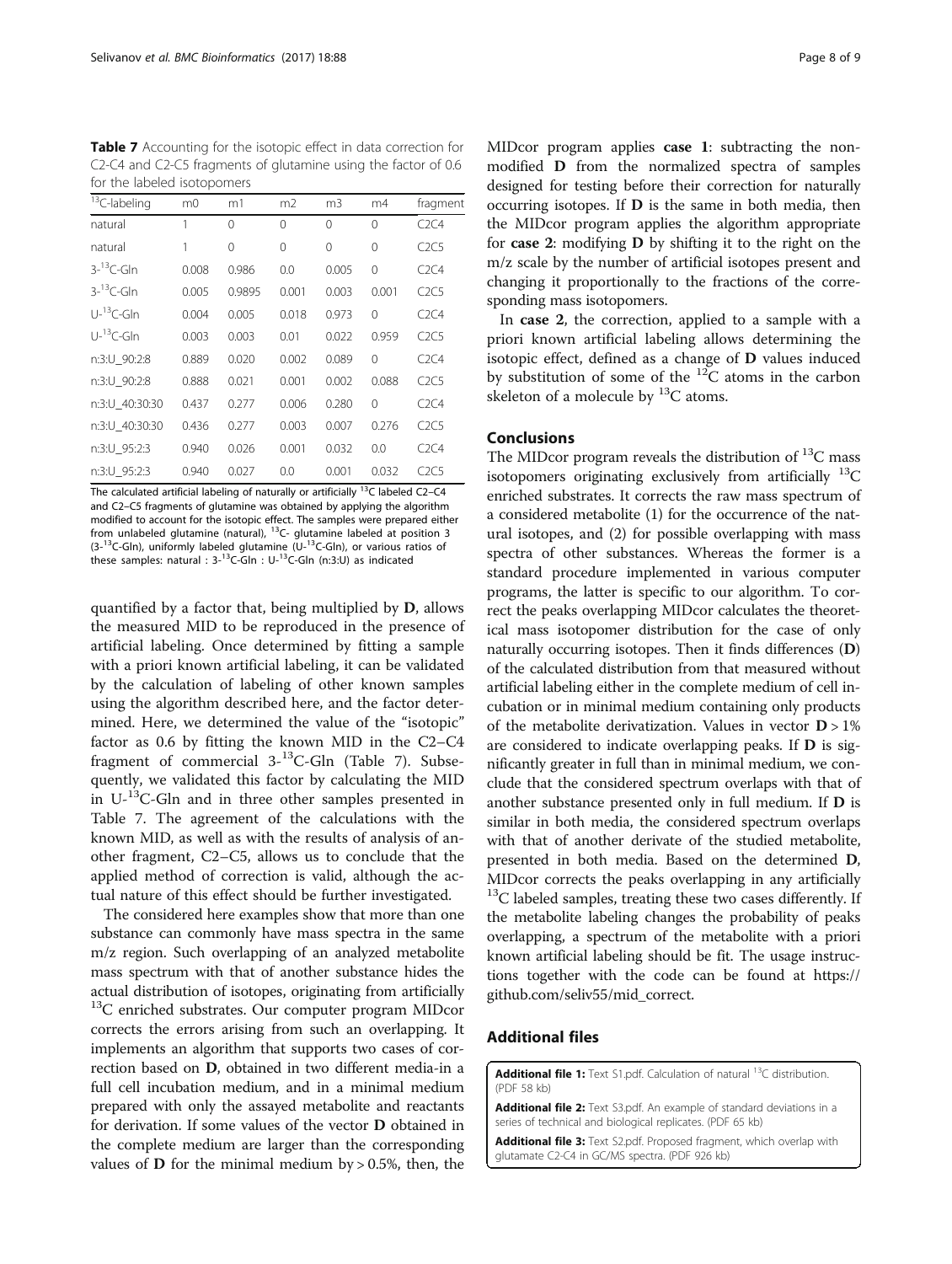**Table 7** Accounting for the isotopic effect in data correction for C2-C4 and C2-C5 fragments of glutamine using the factor of 0.6 for the labeled isotopomers

| $^{13}$C-labeling | m0 | m1 | m2 | m3 | m4 | fragment |
|---|---|---|---|---|---|---|
| natural | 1 | 0 | 0 | 0 | 0 | C2C4 |
| natural | 1 | 0 | 0 | 0 | 0 | C2C5 |
| 3-$^{13}$C-Gln | 0.008 | 0.986 | 0.0 | 0.005 | 0 | C2C4 |
| 3-$^{13}$C-Gln | 0.005 | 0.9895 | 0.001 | 0.003 | 0.001 | C2C5 |
| U-$^{13}$C-Gln | 0.004 | 0.005 | 0.018 | 0.973 | 0 | C2C4 |
| U-$^{13}$C-Gln | 0.003 | 0.003 | 0.01 | 0.022 | 0.959 | C2C5 |
| n:3:U_90:2:8 | 0.889 | 0.020 | 0.002 | 0.089 | 0 | C2C4 |
| n:3:U_90:2:8 | 0.888 | 0.021 | 0.001 | 0.002 | 0.088 | C2C5 |
| n:3:U_40:30:30 | 0.437 | 0.277 | 0.006 | 0.280 | 0 | C2C4 |
| n:3:U_40:30:30 | 0.436 | 0.277 | 0.003 | 0.007 | 0.276 | C2C5 |
| n:3:U_95:2:3 | 0.940 | 0.026 | 0.001 | 0.032 | 0.0 | C2C4 |
| n:3:U_95:2:3 | 0.940 | 0.027 | 0.0 | 0.001 | 0.032 | C2C5 |

The calculated artificial labeling of naturally or artificially $^{13}$C labeled C2–C4 and C2–C5 fragments of glutamine was obtained by applying the algorithm modified to account for the isotopic effect. The samples were prepared either from unlabeled glutamine (natural), $^{13}$C- glutamine labeled at position 3 (3-$^{13}$C-Gln), uniformly labeled glutamine (U-$^{13}$C-Gln), or various ratios of these samples: natural : 3-$^{13}$C-Gln : U-$^{13}$C-Gln (n:3:U) as indicated

quantified by a factor that, being multiplied by **D**, allows the measured MID to be reproduced in the presence of artificial labeling. Once determined by fitting a sample with a priori known artificial labeling, it can be validated by the calculation of labeling of other known samples using the algorithm described here, and the factor determined. Here, we determined the value of the "isotopic" factor as 0.6 by fitting the known MID in the C2–C4 fragment of commercial 3-$^{13}$C-Gln (Table 7). Subsequently, we validated this factor by calculating the MID in U-$^{13}$C-Gln and in three other samples presented in Table 7. The agreement of the calculations with the known MID, as well as with the results of analysis of another fragment, C2–C5, allows us to conclude that the applied method of correction is valid, although the actual nature of this effect should be further investigated.

The considered here examples show that more than one substance can commonly have mass spectra in the same m/z region. Such overlapping of an analyzed metabolite mass spectrum with that of another substance hides the actual distribution of isotopes, originating from artificially $^{13}$C enriched substrates. Our computer program MIDcor corrects the errors arising from such an overlapping. It implements an algorithm that supports two cases of correction based on **D**, obtained in two different media-in a full cell incubation medium, and in a minimal medium prepared with only the assayed metabolite and reactants for derivation. If some values of the vector **D** obtained in the complete medium are larger than the corresponding values of **D** for the minimal medium by > 0.5%, then, the MIDcor program applies **case 1**: subtracting the non-modified **D** from the normalized spectra of samples designed for testing before their correction for naturally occurring isotopes. If **D** is the same in both media, then the MIDcor program applies the algorithm appropriate for **case 2**: modifying **D** by shifting it to the right on the m/z scale by the number of artificial isotopes present and changing it proportionally to the fractions of the corresponding mass isotopomers.

In **case 2**, the correction, applied to a sample with a priori known artificial labeling allows determining the isotopic effect, defined as a change of **D** values induced by substitution of some of the $^{12}$C atoms in the carbon skeleton of a molecule by $^{13}$C atoms.

## Conclusions

The MIDcor program reveals the distribution of $^{13}$C mass isotopomers originating exclusively from artificially $^{13}$C enriched substrates. It corrects the raw mass spectrum of a considered metabolite (1) for the occurrence of the natural isotopes, and (2) for possible overlapping with mass spectra of other substances. Whereas the former is a standard procedure implemented in various computer programs, the latter is specific to our algorithm. To correct the peaks overlapping MIDcor calculates the theoretical mass isotopomer distribution for the case of only naturally occurring isotopes. Then it finds differences (**D**) of the calculated distribution from that measured without artificial labeling either in the complete medium of cell incubation or in minimal medium containing only products of the metabolite derivatization. Values in vector **D** > 1% are considered to indicate overlapping peaks. If **D** is significantly greater in full than in minimal medium, we conclude that the considered spectrum overlaps with that of another substance presented only in full medium. If **D** is similar in both media, the considered spectrum overlaps with that of another derivate of the studied metabolite, presented in both media. Based on the determined **D**, MIDcor corrects the peaks overlapping in any artificially $^{13}$C labeled samples, treating these two cases differently. If the metabolite labeling changes the probability of peaks overlapping, a spectrum of the metabolite with a priori known artificial labeling should be fit. The usage instructions together with the code can be found at https://github.com/seliv55/mid_correct.

## Additional files

**Additional file 1:** Text S1.pdf. Calculation of natural $^{13}$C distribution. (PDF 58 kb)

**Additional file 2:** Text S3.pdf. An example of standard deviations in a series of technical and biological replicates. (PDF 65 kb)

**Additional file 3:** Text S2.pdf. Proposed fragment, which overlap with glutamate C2-C4 in GC/MS spectra. (PDF 926 kb)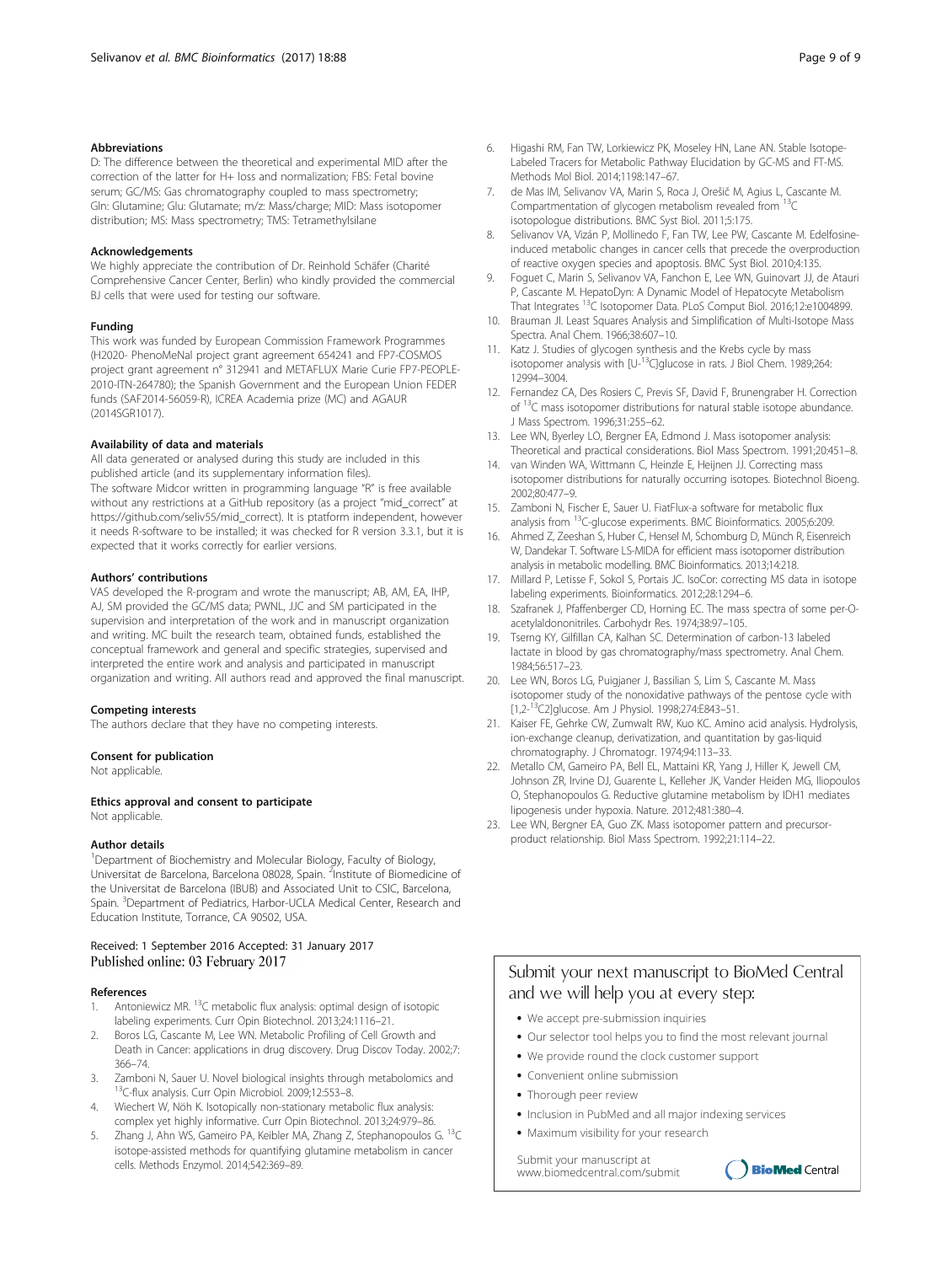### Abbreviations

D: The difference between the theoretical and experimental MID after the correction of the latter for H+ loss and normalization; FBS: Fetal bovine serum; GC/MS: Gas chromatography coupled to mass spectrometry; Gln: Glutamine; Glu: Glutamate; m/z: Mass/charge; MID: Mass isotopomer distribution; MS: Mass spectrometry; TMS: Tetramethylsilane

### Acknowledgements

We highly appreciate the contribution of Dr. Reinhold Schäfer (Charité Comprehensive Cancer Center, Berlin) who kindly provided the commercial BJ cells that were used for testing our software.

### Funding

This work was funded by European Commission Framework Programmes (H2020- PhenoMeNal project grant agreement 654241 and FP7-COSMOS project grant agreement n° 312941 and METAFLUX Marie Curie FP7-PEOPLE-2010-ITN-264780); the Spanish Government and the European Union FEDER funds (SAF2014-56059-R), ICREA Academia prize (MC) and AGAUR (2014SGR1017).

### Availability of data and materials

All data generated or analysed during this study are included in this published article (and its supplementary information files).
The software Midcor written in programming language "R" is free available without any restrictions at a GitHub repository (as a project "mid_correct" at https://github.com/seliv55/mid_correct). It is ptatform independent, however it needs R-software to be installed; it was checked for R version 3.3.1, but it is expected that it works correctly for earlier versions.

### Authors' contributions

VAS developed the R-program and wrote the manuscript; AB, AM, EA, IHP, AJ, SM provided the GC/MS data; PWNL, JJC and SM participated in the supervision and interpretation of the work and in manuscript organization and writing. MC built the research team, obtained funds, established the conceptual framework and general and specific strategies, supervised and interpreted the entire work and analysis and participated in manuscript organization and writing. All authors read and approved the final manuscript.

### Competing interests

The authors declare that they have no competing interests.

### Consent for publication

Not applicable.

### Ethics approval and consent to participate

Not applicable.

### Author details

[1]Department of Biochemistry and Molecular Biology, Faculty of Biology, Universitat de Barcelona, Barcelona 08028, Spain. [2]Institute of Biomedicine of the Universitat de Barcelona (IBUB) and Associated Unit to CSIC, Barcelona, Spain. [3]Department of Pediatrics, Harbor-UCLA Medical Center, Research and Education Institute, Torrance, CA 90502, USA.

Received: 1 September 2016 Accepted: 31 January 2017
Published online: 03 February 2017

### References

1. Antoniewicz MR. $^{13}$C metabolic flux analysis: optimal design of isotopic labeling experiments. Curr Opin Biotechnol. 2013;24:1116–21.
2. Boros LG, Cascante M, Lee WN. Metabolic Profiling of Cell Growth and Death in Cancer: applications in drug discovery. Drug Discov Today. 2002;7:366–74.
3. Zamboni N, Sauer U. Novel biological insights through metabolomics and $^{13}$C-flux analysis. Curr Opin Microbiol. 2009;12:553–8.
4. Wiechert W, Nöh K. Isotopically non-stationary metabolic flux analysis: complex yet highly informative. Curr Opin Biotechnol. 2013;24:979–86.
5. Zhang J, Ahn WS, Gameiro PA, Keibler MA, Zhang Z, Stephanopoulos G. $^{13}$C isotope-assisted methods for quantifying glutamine metabolism in cancer cells. Methods Enzymol. 2014;542:369–89.
6. Higashi RM, Fan TW, Lorkiewicz PK, Moseley HN, Lane AN. Stable Isotope-Labeled Tracers for Metabolic Pathway Elucidation by GC-MS and FT-MS. Methods Mol Biol. 2014;1198:147–67.
7. de Mas IM, Selivanov VA, Marin S, Roca J, Orešič M, Agius L, Cascante M. Compartmentation of glycogen metabolism revealed from $^{13}$C isotopologue distributions. BMC Syst Biol. 2011;5:175.
8. Selivanov VA, Vizán P, Mollinedo F, Fan TW, Lee PW, Cascante M. Edelfosine-induced metabolic changes in cancer cells that precede the overproduction of reactive oxygen species and apoptosis. BMC Syst Biol. 2010;4:135.
9. Foguet C, Marin S, Selivanov VA, Fanchon E, Lee WN, Guinovart JJ, de Atauri P, Cascante M. HepatoDyn: A Dynamic Model of Hepatocyte Metabolism That Integrates $^{13}$C Isotopomer Data. PLoS Comput Biol. 2016;12:e1004899.
10. Brauman JI. Least Squares Analysis and Simplification of Multi-Isotope Mass Spectra. Anal Chem. 1966;38:607–10.
11. Katz J. Studies of glycogen synthesis and the Krebs cycle by mass isotopomer analysis with [U-$^{13}$C]glucose in rats. J Biol Chem. 1989;264:12994–3004.
12. Fernandez CA, Des Rosiers C, Previs SF, David F, Brunengraber H. Correction of $^{13}$C mass isotopomer distributions for natural stable isotope abundance. J Mass Spectrom. 1996;31:255–62.
13. Lee WN, Byerley LO, Bergner EA, Edmond J. Mass isotopomer analysis: Theoretical and practical considerations. Biol Mass Spectrom. 1991;20:451–8.
14. van Winden WA, Wittmann C, Heinzle E, Heijnen JJ. Correcting mass isotopomer distributions for naturally occurring isotopes. Biotechnol Bioeng. 2002;80:477–9.
15. Zamboni N, Fischer E, Sauer U. FiatFlux-a software for metabolic flux analysis from $^{13}$C-glucose experiments. BMC Bioinformatics. 2005;6:209.
16. Ahmed Z, Zeeshan S, Huber C, Hensel M, Schomburg D, Münch R, Eisenreich W, Dandekar T. Software LS-MIDA for efficient mass isotopomer distribution analysis in metabolic modelling. BMC Bioinformatics. 2013;14:218.
17. Millard P, Letisse F, Sokol S, Portais JC. IsoCor: correcting MS data in isotope labeling experiments. Bioinformatics. 2012;28:1294–6.
18. Szafranek J, Pfaffenberger CD, Horning EC. The mass spectra of some per-O-acetylaldononitriles. Carbohydr Res. 1974;38:97–105.
19. Tserng KY, Gilfillan CA, Kalhan SC. Determination of carbon-13 labeled lactate in blood by gas chromatography/mass spectrometry. Anal Chem. 1984;56:517–23.
20. Lee WN, Boros LG, Puigjaner J, Bassilian S, Lim S, Cascante M. Mass isotopomer study of the nonoxidative pathways of the pentose cycle with [1,2-$^{13}$C2]glucose. Am J Physiol. 1998;274:E843–51.
21. Kaiser FE, Gehrke CW, Zumwalt RW, Kuo KC. Amino acid analysis. Hydrolysis, ion-exchange cleanup, derivatization, and quantitation by gas-liquid chromatography. J Chromatogr. 1974;94:113–33.
22. Metallo CM, Gameiro PA, Bell EL, Mattaini KR, Yang J, Hiller K, Jewell CM, Johnson ZR, Irvine DJ, Guarente L, Kelleher JK, Vander Heiden MG, Iliopoulos O, Stephanopoulos G. Reductive glutamine metabolism by IDH1 mediates lipogenesis under hypoxia. Nature. 2012;481:380–4.
23. Lee WN, Bergner EA, Guo ZK. Mass isotopomer pattern and precursor-product relationship. Biol Mass Spectrom. 1992;21:114–22.

Submit your next manuscript to BioMed Central and we will help you at every step:

- We accept pre-submission inquiries
- Our selector tool helps you to find the most relevant journal
- We provide round the clock customer support
- Convenient online submission
- Thorough peer review
- Inclusion in PubMed and all major indexing services
- Maximum visibility for your research

Submit your manuscript at
www.biomedcentral.com/submit

BioMed Central